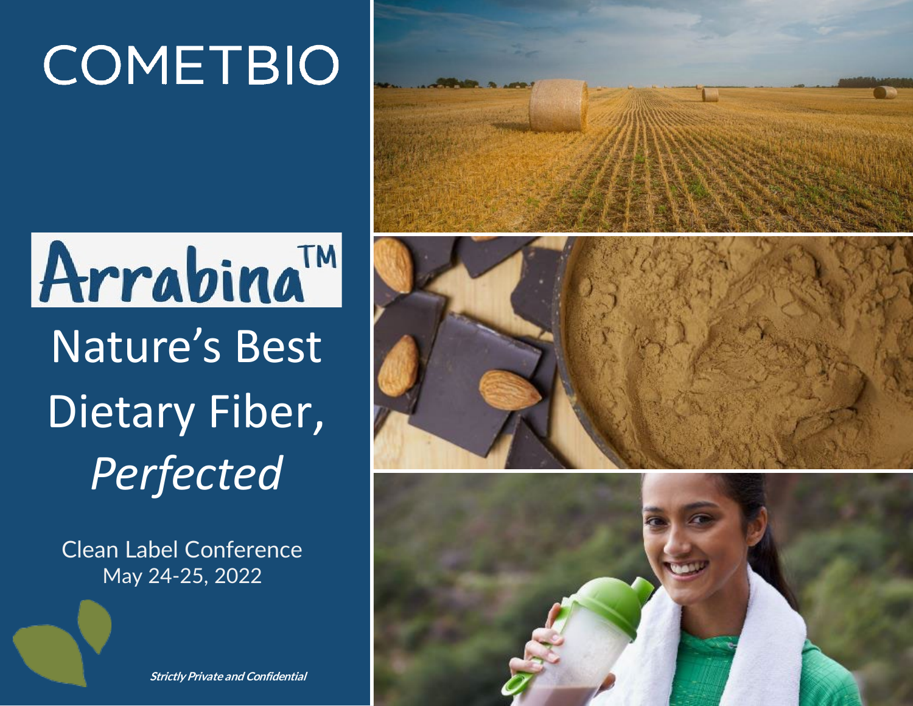# COMETBIO

# Arrabina™

## Nature's Best Dietary Fiber, *Perfected*

Clean Label Conference
May 24-25, 2022

***Strictly Private and Confidential***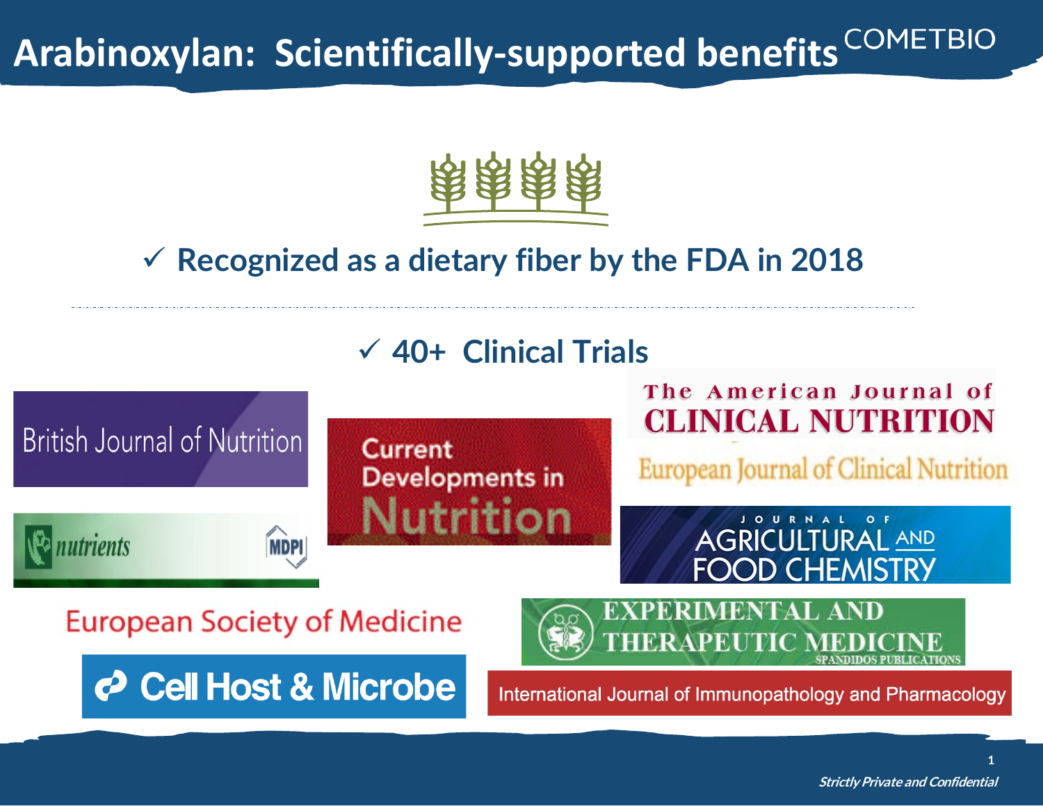# Arabinoxylan: Scientifically-supported benefits

COMETBIO

✓ **Recognized as a dietary fiber by the FDA in 2018**

✓ **40+ Clinical Trials**

- British Journal of Nutrition
- Current Developments in Nutrition
- The American Journal of Clinical Nutrition
- European Journal of Clinical Nutrition
- nutrients (MDPI)
- Journal of Agricultural and Food Chemistry
- European Society of Medicine
- Experimental and Therapeutic Medicine (Spandidos Publications)
- Cell Host & Microbe
- International Journal of Immunopathology and Pharmacology

*Strictly Private and Confidential*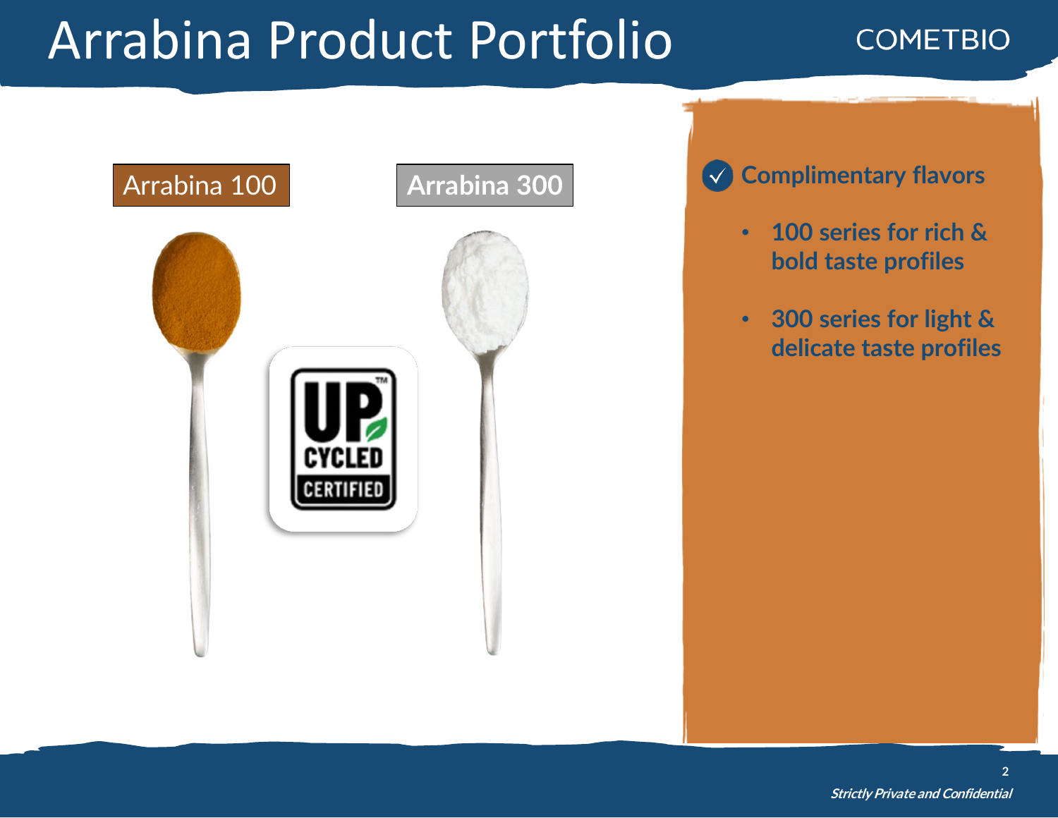# Arrabina Product Portfolio

COMETBIO

Arrabina 100

Arrabina 300

UP CYCLED CERTIFIED

**Complimentary flavors**

- **100 series for rich & bold taste profiles**
- **300 series for light & delicate taste profiles**

***Strictly Private and Confidential***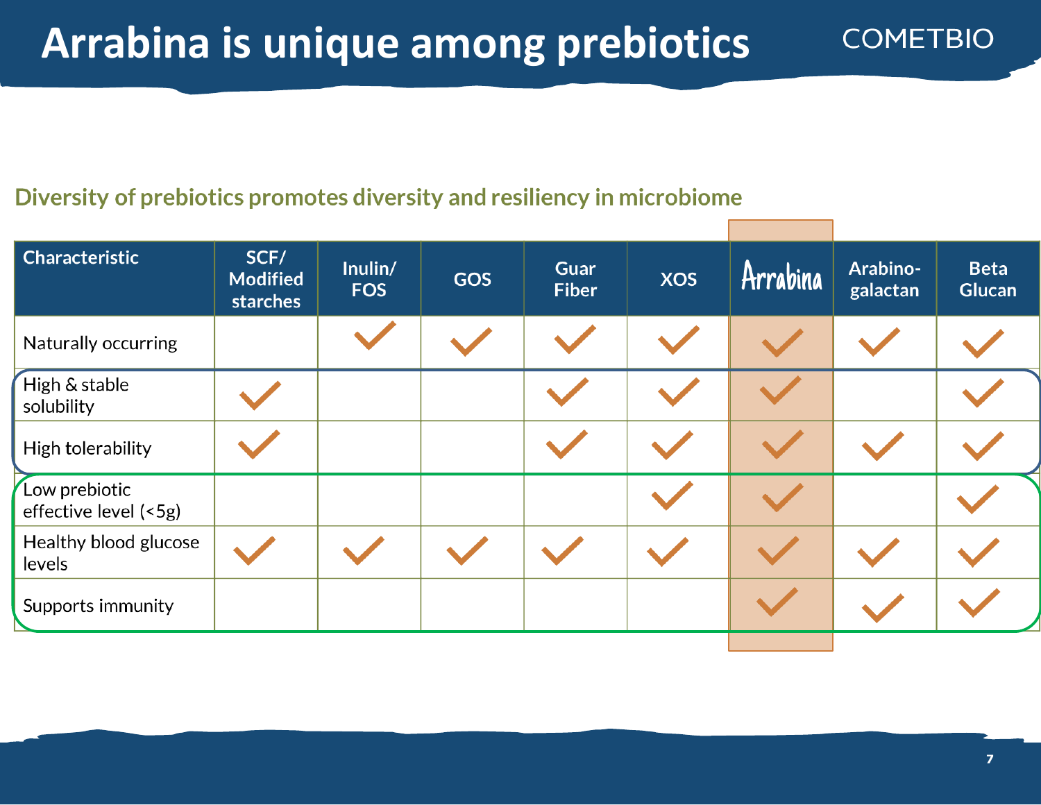# Arrabina is unique among prebiotics

COMETBIO

## Diversity of prebiotics promotes diversity and resiliency in microbiome

| Characteristic | SCF/ Modified starches | Inulin/ FOS | GOS | Guar Fiber | XOS | Arrabina | Arabino-galactan | Beta Glucan |
|---|---|---|---|---|---|---|---|---|
| Naturally occurring | | ✓ | ✓ | ✓ | ✓ | ✓ | ✓ | ✓ |
| High & stable solubility | ✓ | | | ✓ | ✓ | ✓ | | ✓ |
| High tolerability | ✓ | | | ✓ | ✓ | ✓ | ✓ | ✓ |
| Low prebiotic effective level (<5g) | | | | | ✓ | ✓ | | ✓ |
| Healthy blood glucose levels | ✓ | ✓ | ✓ | ✓ | ✓ | ✓ | ✓ | ✓ |
| Supports immunity | | | | | | ✓ | ✓ | ✓ |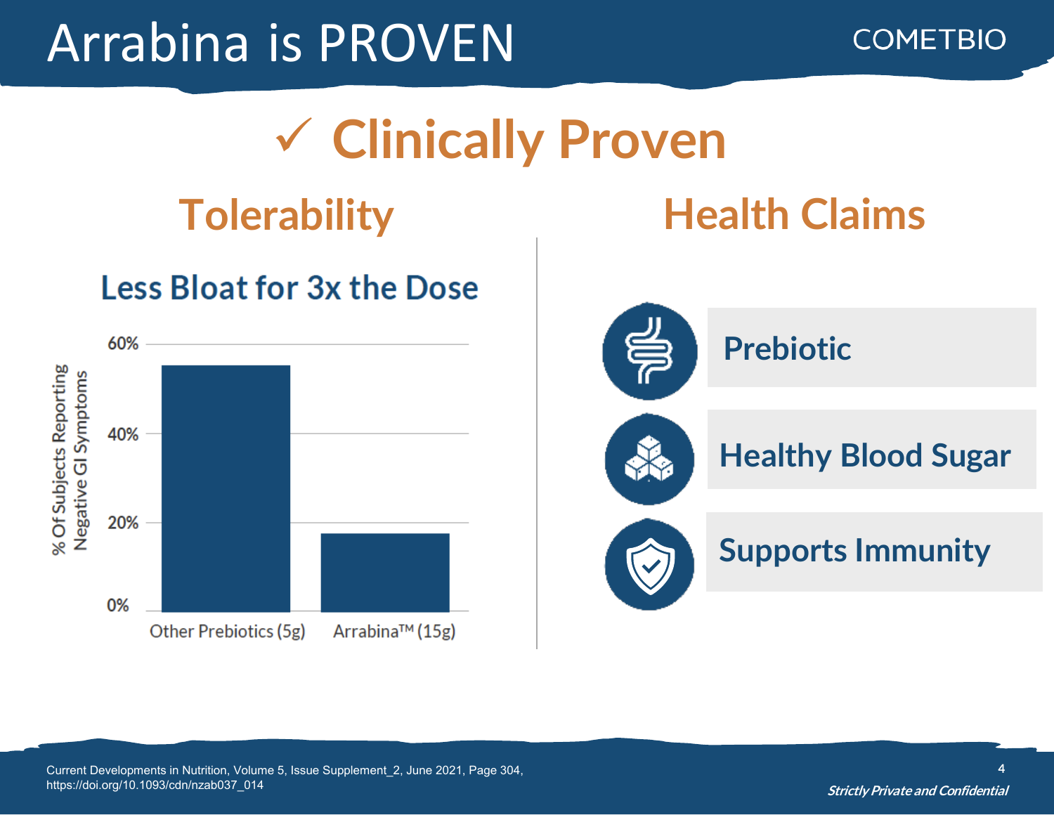# Arrabina is PROVEN

COMETBIO

## ✓ Clinically Proven

### Tolerability

**Less Bloat for 3x the Dose**

% Of Subjects Reporting Negative GI Symptoms

60%

40%

20%

0%

Other Prebiotics (5g) | Arrabina™ (15g)

### Health Claims

- **Prebiotic**
- **Healthy Blood Sugar**
- **Supports Immunity**

Current Developments in Nutrition, Volume 5, Issue Supplement_2, June 2021, Page 304, https://doi.org/10.1093/cdn/nzab037_014

*Strictly Private and Confidential*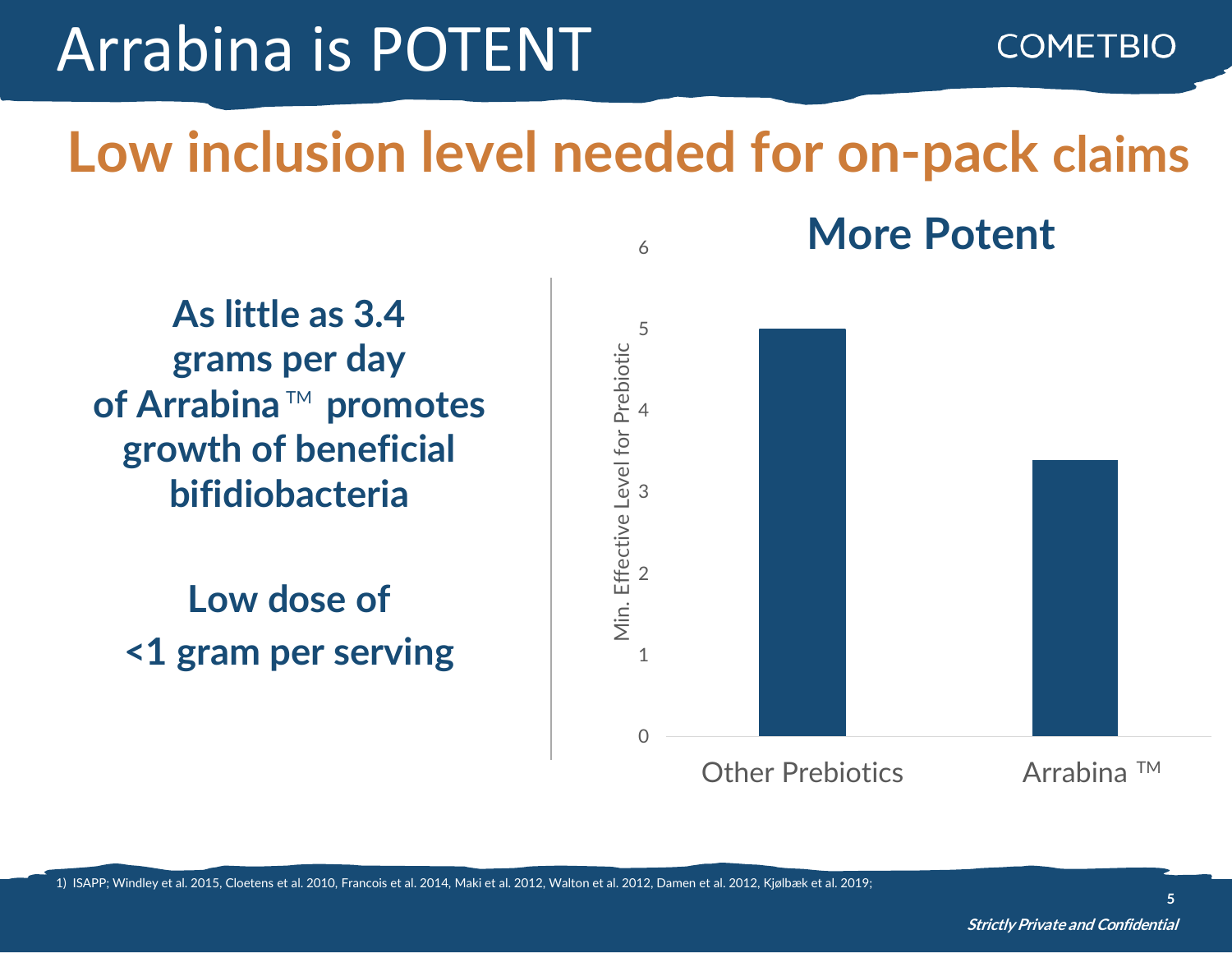# Arrabina is POTENT

COMETBIO

## Low inclusion level needed for on-pack claims

**As little as 3.4 grams per day of Arrabina™ promotes growth of beneficial bifidiobacteria**

**Low dose of <1 gram per serving**

### More Potent

| | Min. Effective Level for Prebiotic |
|---|---|
| Other Prebiotics | 5 |
| Arrabina ™ | 3.4 |

1) ISAPP; Windley et al. 2015, Cloetens et al. 2010, Francois et al. 2014, Maki et al. 2012, Walton et al. 2012, Damen et al. 2012, Kjølbæk et al. 2019;

*Strictly Private and Confidential*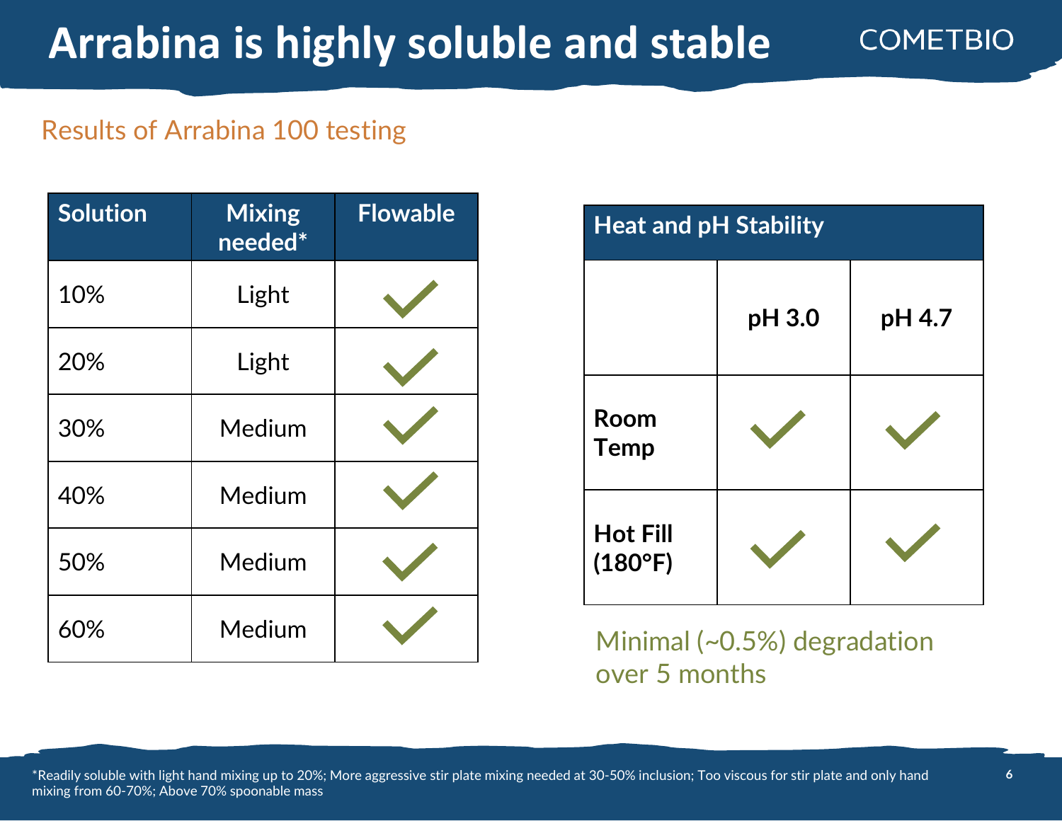# Arrabina is highly soluble and stable

COMETBIO

Results of Arrabina 100 testing

| Solution | Mixing needed* | Flowable |
| --- | --- | --- |
| 10% | Light | ✓ |
| 20% | Light | ✓ |
| 30% | Medium | ✓ |
| 40% | Medium | ✓ |
| 50% | Medium | ✓ |
| 60% | Medium | ✓ |

| Heat and pH Stability | | |
| --- | --- | --- |
| | **pH 3.0** | **pH 4.7** |
| **Room Temp** | ✓ | ✓ |
| **Hot Fill (180°F)** | ✓ | ✓ |

Minimal (~0.5%) degradation over 5 months

*Readily soluble with light hand mixing up to 20%; More aggressive stir plate mixing needed at 30-50% inclusion; Too viscous for stir plate and only hand mixing from 60-70%; Above 70% spoonable mass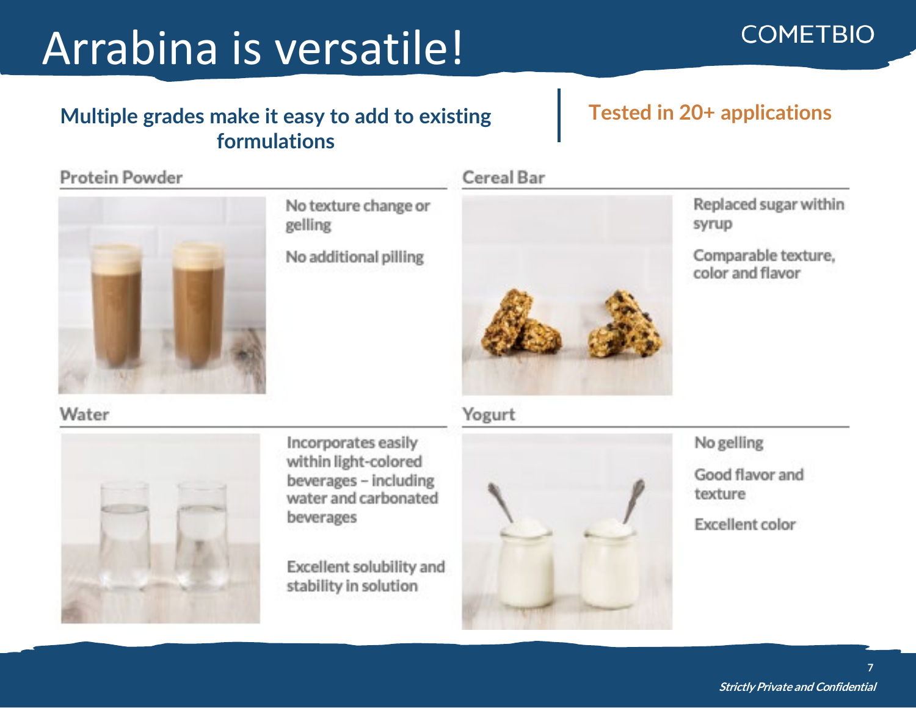# Arrabina is versatile!

COMETBIO

**Multiple grades make it easy to add to existing formulations**

**Tested in 20+ applications**

### Protein Powder

No texture change or gelling

No additional pilling

### Cereal Bar

Replaced sugar within syrup

Comparable texture, color and flavor

### Water

Incorporates easily within light-colored beverages – including water and carbonated beverages

Excellent solubility and stability in solution

### Yogurt

No gelling

Good flavor and texture

Excellent color

*Strictly Private and Confidential*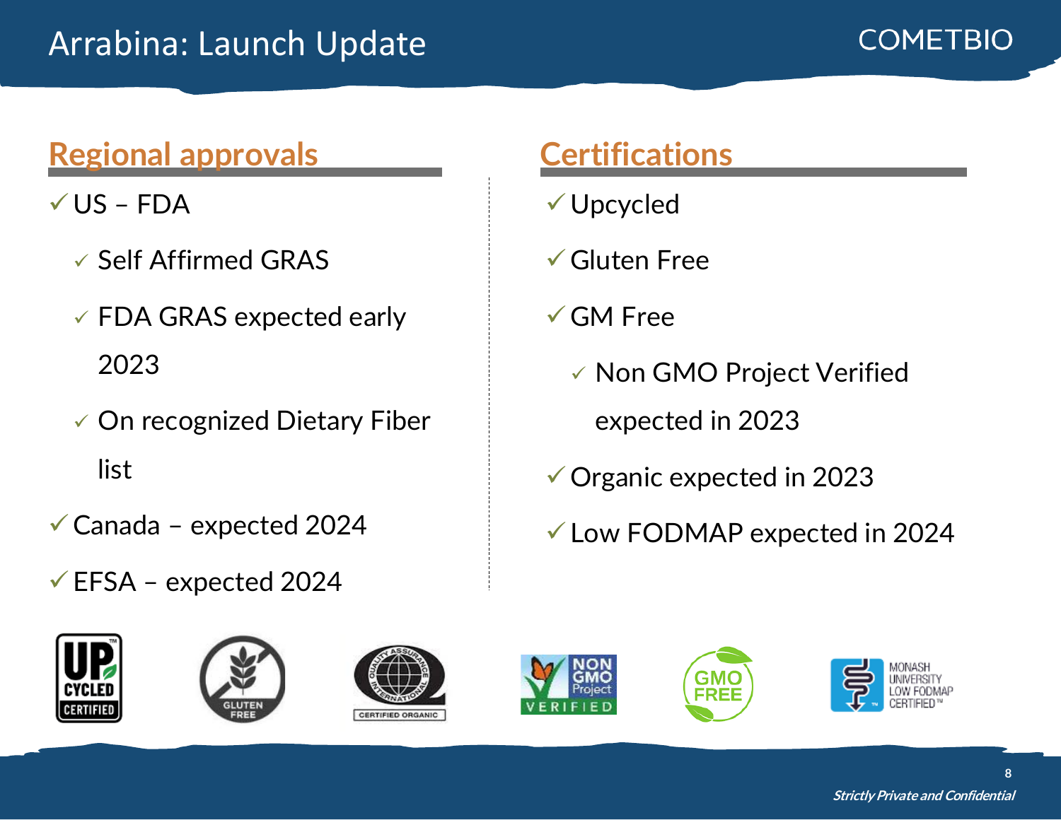# Arrabina: Launch Update

COMETBIO

## Regional approvals

- ✓ US – FDA
  - ✓ Self Affirmed GRAS
  - ✓ FDA GRAS expected early 2023
  - ✓ On recognized Dietary Fiber list
- ✓ Canada – expected 2024
- ✓ EFSA – expected 2024

## Certifications

- ✓ Upcycled
- ✓ Gluten Free
- ✓ GM Free
  - ✓ Non GMO Project Verified expected in 2023
- ✓ Organic expected in 2023
- ✓ Low FODMAP expected in 2024

UP CYCLED CERTIFIED

GLUTEN FREE

QUALITY ASSURANCE INTERNATIONAL CERTIFIED ORGANIC

NON GMO Project VERIFIED

GMO FREE

MONASH UNIVERSITY LOW FODMAP CERTIFIED™

*Strictly Private and Confidential*